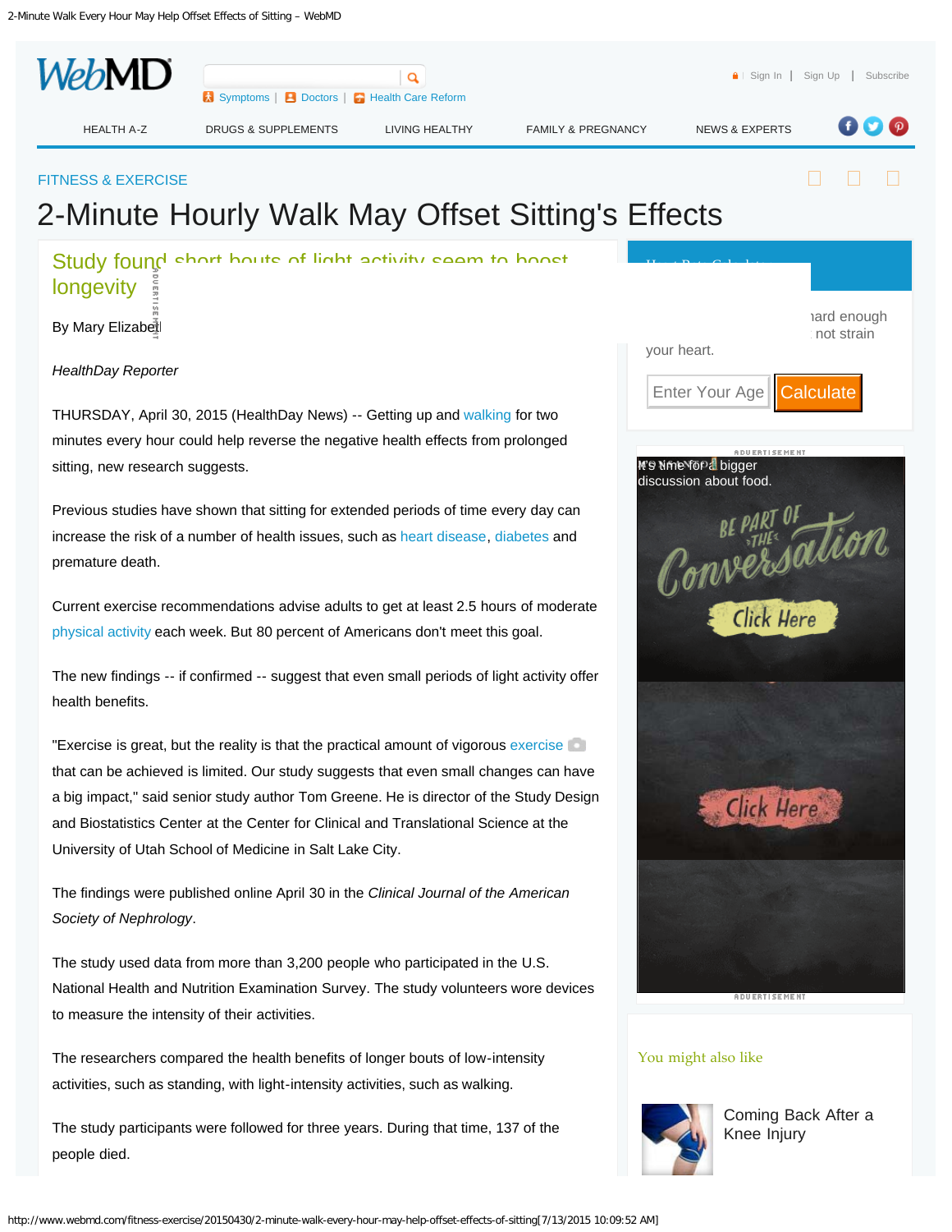FITNESS & EXERCISE

# 2-Minute Hourly Walk May Offset Sitting's Effects

## Study found short bouts of light activity seem to boost longevity

By Mary Elizabeth

*HealthDay Reporter*

THURSDAY, April 30, 2015 (HealthDay News) -- Getting up and walking for two minutes every hour could help reverse the negative health effects from prolonged sitting, new research suggests.

Previous studies have shown that sitting for extended periods of time every day can increase the risk of a number of health issues, such as heart disease, diabetes and premature death.

Current exercise recommendations advise adults to get at least 2.5 hours of moderate physical activity each week. But 80 percent of Americans don't meet this goal.

The new findings -- if confirmed -- suggest that even small periods of light activity offer health benefits.

"Exercise is great, but the reality is that the practical amount of vigorous exercise that can be achieved is limited. Our study suggests that even small changes can have a big impact," said senior study author Tom Greene. He is director of the Study Design and Biostatistics Center at the Center for Clinical and Translational Science at the University of Utah School of Medicine in Salt Lake City.

The findings were published online April 30 in the *Clinical Journal of the American Society of Nephrology*.

The study used data from more than 3,200 people who participated in the U.S. National Health and Nutrition Examination Survey. The study volunteers wore devices to measure the intensity of their activities.

The researchers compared the health benefits of longer bouts of low-intensity activities, such as standing, with light-intensity activities, such as walking.

The study participants were followed for three years. During that time, 137 of the people died.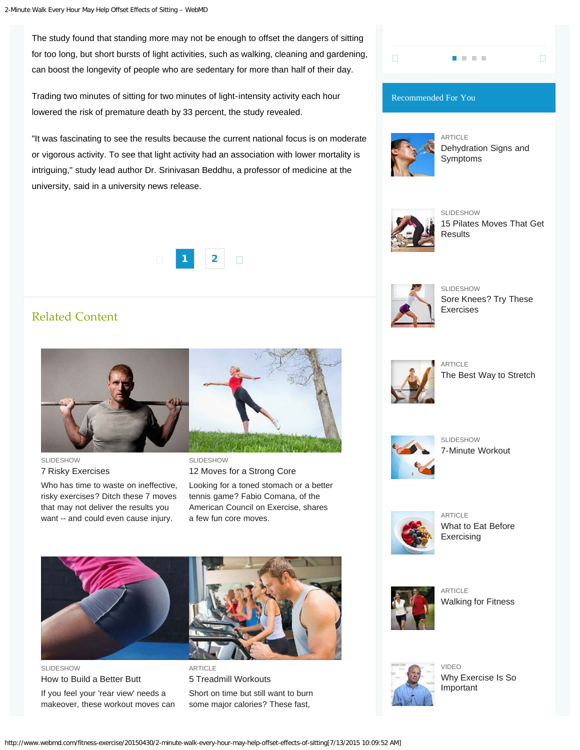The study found that standing more may not be enough to offset the dangers of sitting for too long, but short bursts of light activities, such as walking, cleaning and gardening, can boost the longevity of people who are sedentary for more than half of their day.

Trading two minutes of sitting for two minutes of light-intensity activity each hour lowered the risk of premature death by 33 percent, the study revealed.

"It was fascinating to see the results because the current national focus is on moderate or vigorous activity. To see that light activity had an association with lower mortality is intriguing," study lead author Dr. Srinivasan Beddhu, a professor of medicine at the university, said in a university news release.

1 2

## Related Content

SLIDESHOW
7 Risky Exercises
Who has time to waste on ineffective, risky exercises? Ditch these 7 moves that may not deliver the results you want -- and could even cause injury.

SLIDESHOW
12 Moves for a Strong Core
Looking for a toned stomach or a better tennis game? Fabio Comana, of the American Council on Exercise, shares a few fun core moves.

SLIDESHOW
How to Build a Better Butt
If you feel your 'rear view' needs a makeover, these workout moves can

ARTICLE
5 Treadmill Workouts
Short on time but still want to burn some major calories? These fast,

## Recommended For You

ARTICLE
Dehydration Signs and Symptoms

SLIDESHOW
15 Pilates Moves That Get Results

SLIDESHOW
Sore Knees? Try These Exercises

ARTICLE
The Best Way to Stretch

SLIDESHOW
7-Minute Workout

ARTICLE
What to Eat Before Exercising

ARTICLE
Walking for Fitness

VIDEO
Why Exercise Is So Important